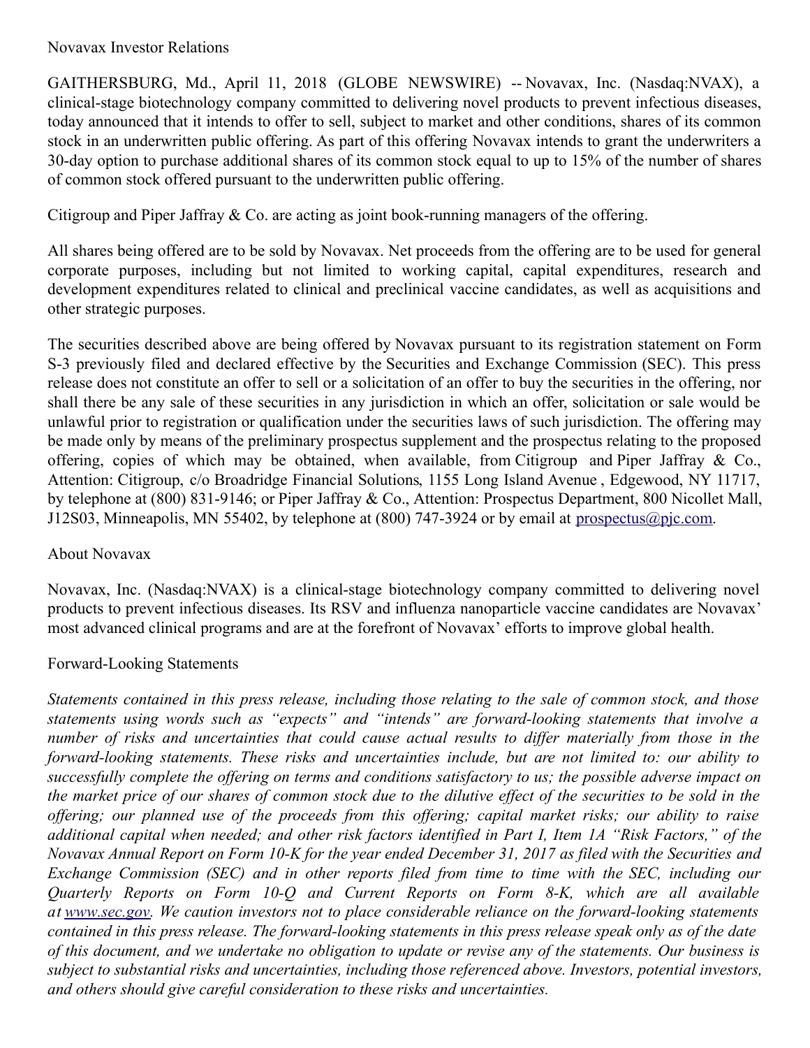Novavax Investor Relations

GAITHERSBURG, Md., April 11, 2018 (GLOBE NEWSWIRE) -- Novavax, Inc. (Nasdaq:NVAX), a clinical-stage biotechnology company committed to delivering novel products to prevent infectious diseases, today announced that it intends to offer to sell, subject to market and other conditions, shares of its common stock in an underwritten public offering. As part of this offering Novavax intends to grant the underwriters a 30-day option to purchase additional shares of its common stock equal to up to 15% of the number of shares of common stock offered pursuant to the underwritten public offering.

Citigroup and Piper Jaffray & Co. are acting as joint book-running managers of the offering.

All shares being offered are to be sold by Novavax. Net proceeds from the offering are to be used for general corporate purposes, including but not limited to working capital, capital expenditures, research and development expenditures related to clinical and preclinical vaccine candidates, as well as acquisitions and other strategic purposes.

The securities described above are being offered by Novavax pursuant to its registration statement on Form S-3 previously filed and declared effective by the Securities and Exchange Commission (SEC). This press release does not constitute an offer to sell or a solicitation of an offer to buy the securities in the offering, nor shall there be any sale of these securities in any jurisdiction in which an offer, solicitation or sale would be unlawful prior to registration or qualification under the securities laws of such jurisdiction. The offering may be made only by means of the preliminary prospectus supplement and the prospectus relating to the proposed offering, copies of which may be obtained, when available, from Citigroup and Piper Jaffray & Co., Attention: Citigroup, c/o Broadridge Financial Solutions, 1155 Long Island Avenue , Edgewood, NY 11717, by telephone at (800) 831-9146; or Piper Jaffray & Co., Attention: Prospectus Department, 800 Nicollet Mall, J12S03, Minneapolis, MN 55402, by telephone at (800) 747-3924 or by email at prospectus@pjc.com.

About Novavax

Novavax, Inc. (Nasdaq:NVAX) is a clinical-stage biotechnology company committed to delivering novel products to prevent infectious diseases. Its RSV and influenza nanoparticle vaccine candidates are Novavax' most advanced clinical programs and are at the forefront of Novavax' efforts to improve global health.

Forward-Looking Statements

*Statements contained in this press release, including those relating to the sale of common stock, and those statements using words such as "expects" and "intends" are forward-looking statements that involve a number of risks and uncertainties that could cause actual results to differ materially from those in the forward-looking statements. These risks and uncertainties include, but are not limited to: our ability to successfully complete the offering on terms and conditions satisfactory to us; the possible adverse impact on the market price of our shares of common stock due to the dilutive effect of the securities to be sold in the offering; our planned use of the proceeds from this offering; capital market risks; our ability to raise additional capital when needed; and other risk factors identified in Part I, Item 1A "Risk Factors," of the Novavax Annual Report on Form 10-K for the year ended December 31, 2017 as filed with the Securities and Exchange Commission (SEC) and in other reports filed from time to time with the SEC, including our Quarterly Reports on Form 10-Q and Current Reports on Form 8-K, which are all available at www.sec.gov. We caution investors not to place considerable reliance on the forward-looking statements contained in this press release. The forward-looking statements in this press release speak only as of the date of this document, and we undertake no obligation to update or revise any of the statements. Our business is subject to substantial risks and uncertainties, including those referenced above. Investors, potential investors, and others should give careful consideration to these risks and uncertainties.*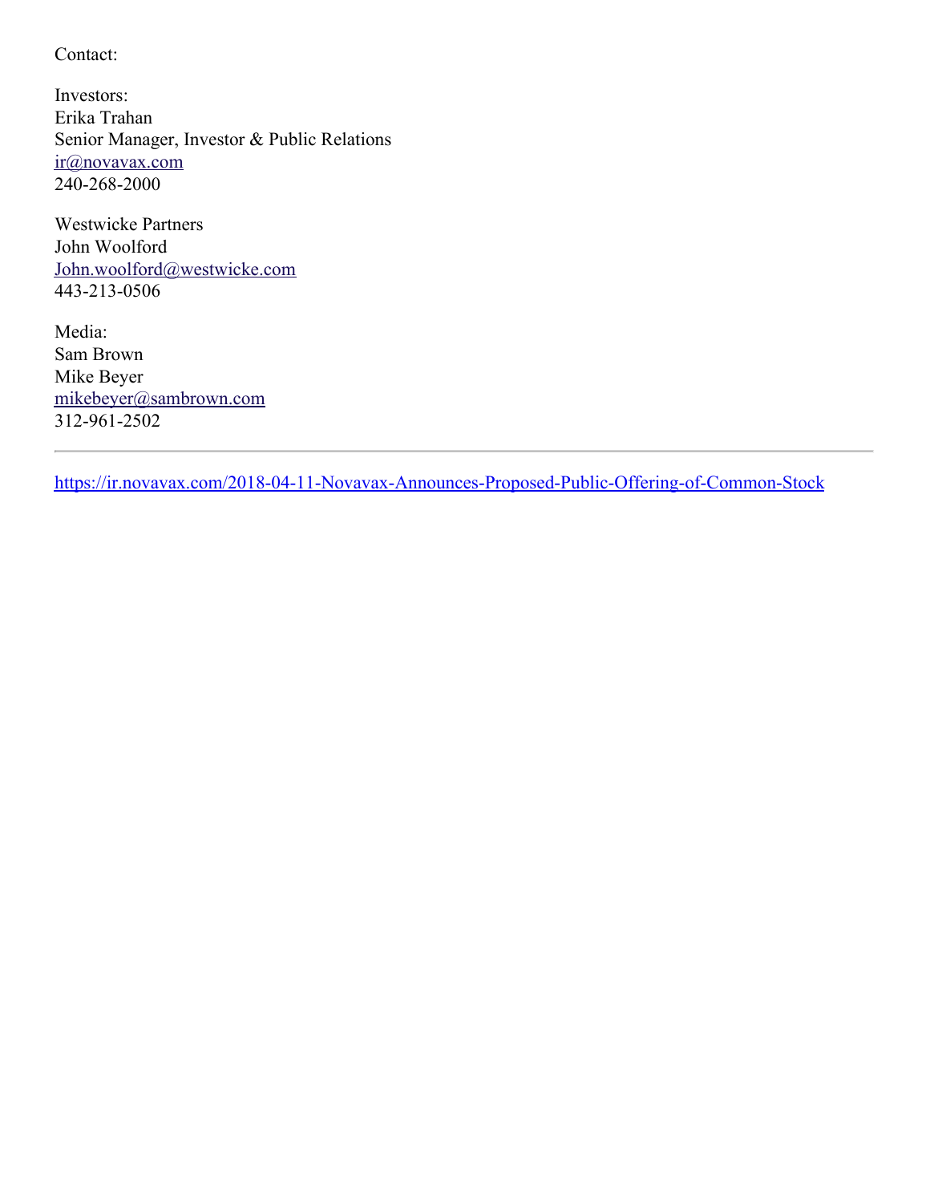Contact:

Investors:
Erika Trahan
Senior Manager, Investor & Public Relations
ir@novavax.com
240-268-2000

Westwicke Partners
John Woolford
John.woolford@westwicke.com
443-213-0506

Media:
Sam Brown
Mike Beyer
mikebeyer@sambrown.com
312-961-2502

---

https://ir.novavax.com/2018-04-11-Novavax-Announces-Proposed-Public-Offering-of-Common-Stock